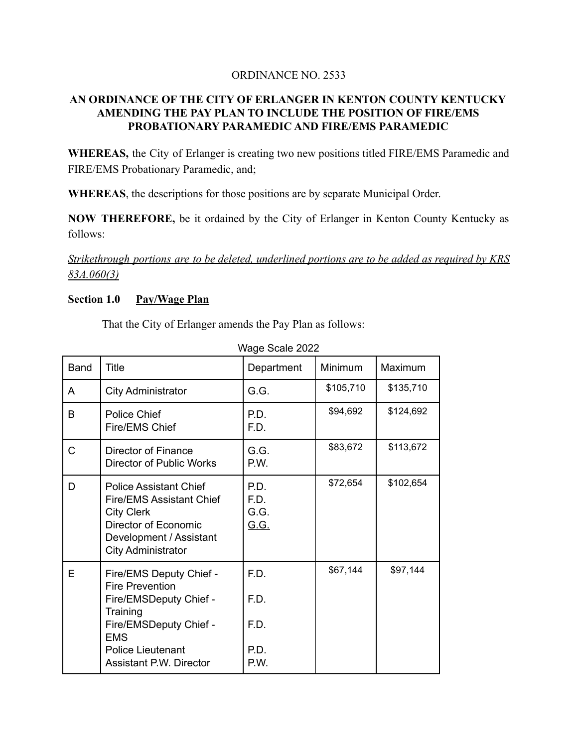ORDINANCE NO. 2533

**AN ORDINANCE OF THE CITY OF ERLANGER IN KENTON COUNTY KENTUCKY AMENDING THE PAY PLAN TO INCLUDE THE POSITION OF FIRE/EMS PROBATIONARY PARAMEDIC AND FIRE/EMS PARAMEDIC**

**WHEREAS,** the City of Erlanger is creating two new positions titled FIRE/EMS Paramedic and FIRE/EMS Probationary Paramedic, and;

**WHEREAS**, the descriptions for those positions are by separate Municipal Order.

**NOW THEREFORE,** be it ordained by the City of Erlanger in Kenton County Kentucky as follows:

*<u>Strikethrough portions are to be deleted, underlined portions are to be added as required by KRS 83A.060(3)</u>*

**Section 1.0 <u>Pay/Wage Plan</u>**

That the City of Erlanger amends the Pay Plan as follows:

Wage Scale 2022

| Band | Title | Department | Minimum | Maximum |
|---|---|---|---|---|
| A | City Administrator | G.G. | $105,710 | $135,710 |
| B | Police Chief<br>Fire/EMS Chief | P.D.<br>F.D. | $94,692 | $124,692 |
| C | Director of Finance<br>Director of Public Works | G.G.<br>P.W. | $83,672 | $113,672 |
| D | Police Assistant Chief<br>Fire/EMS Assistant Chief<br>City Clerk<br>Director of Economic Development / Assistant City Administrator | P.D.<br>F.D.<br>G.G.<br><u>G.G.</u> | $72,654 | $102,654 |
| E | Fire/EMS Deputy Chief - Fire Prevention<br>Fire/EMSDeputy Chief - Training<br>Fire/EMSDeputy Chief - EMS<br>Police Lieutenant<br>Assistant P.W. Director | F.D.<br>F.D.<br>F.D.<br>P.D.<br>P.W. | $67,144 | $97,144 |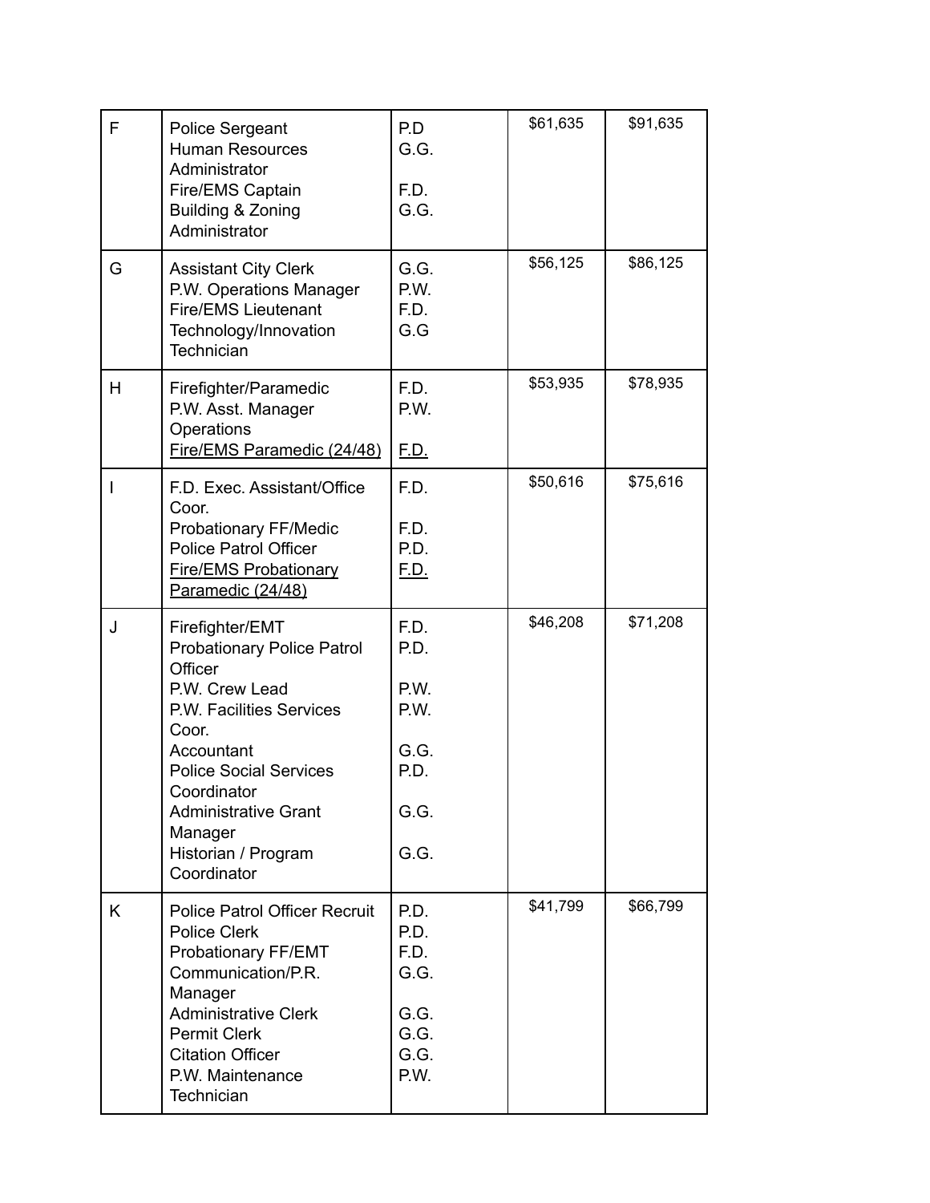| F | Police Sergeant<br>Human Resources Administrator<br>Fire/EMS Captain<br>Building & Zoning Administrator | P.D<br>G.G.<br><br>F.D.<br>G.G. | $61,635 | $91,635 |
|---|---|---|---|---|
| G | Assistant City Clerk<br>P.W. Operations Manager<br>Fire/EMS Lieutenant<br>Technology/Innovation Technician | G.G.<br>P.W.<br>F.D.<br>G.G | $56,125 | $86,125 |
| H | Firefighter/Paramedic<br>P.W. Asst. Manager Operations<br><u>Fire/EMS Paramedic (24/48)</u> | F.D.<br>P.W.<br><br><u>F.D.</u> | $53,935 | $78,935 |
| I | F.D. Exec. Assistant/Office Coor.<br>Probationary FF/Medic<br>Police Patrol Officer<br><u>Fire/EMS Probationary Paramedic (24/48)</u> | F.D.<br><br>F.D.<br>P.D.<br><u>F.D.</u> | $50,616 | $75,616 |
| J | Firefighter/EMT<br>Probationary Police Patrol Officer<br>P.W. Crew Lead<br>P.W. Facilities Services Coor.<br>Accountant<br>Police Social Services Coordinator<br>Administrative Grant Manager<br>Historian / Program Coordinator | F.D.<br>P.D.<br><br>P.W.<br>P.W.<br><br>G.G.<br>P.D.<br><br>G.G.<br><br>G.G. | $46,208 | $71,208 |
| K | Police Patrol Officer Recruit<br>Police Clerk<br>Probationary FF/EMT<br>Communication/P.R. Manager<br>Administrative Clerk<br>Permit Clerk<br>Citation Officer<br>P.W. Maintenance Technician | P.D.<br>P.D.<br>F.D.<br>G.G.<br><br>G.G.<br>G.G.<br>G.G.<br>P.W. | $41,799 | $66,799 |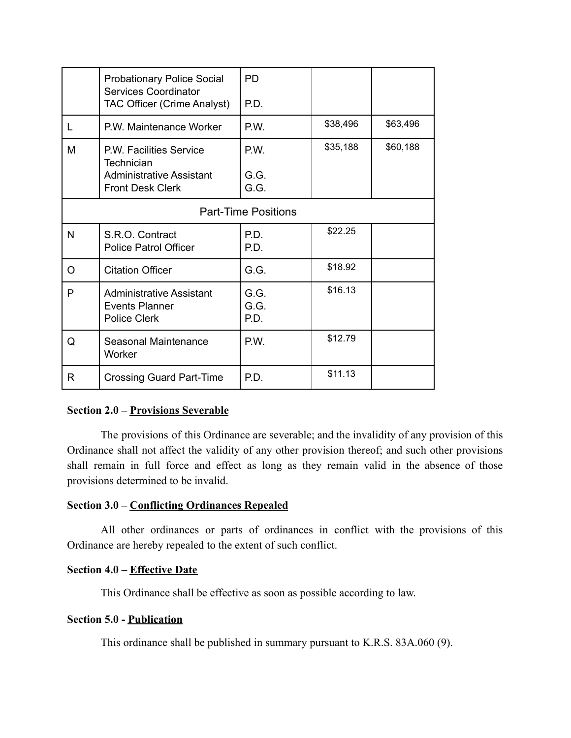| | | | | |
|---|---|---|---|---|
| | Probationary Police Social Services Coordinator<br>TAC Officer (Crime Analyst) | PD<br><br>P.D. | | |
| L | P.W. Maintenance Worker | P.W. | $38,496 | $63,496 |
| M | P.W. Facilities Service Technician<br>Administrative Assistant<br>Front Desk Clerk | P.W.<br><br>G.G.<br>G.G. | $35,188 | $60,188 |
| Part-Time Positions | | | | |
| N | S.R.O. Contract<br>Police Patrol Officer | P.D.<br>P.D. | $22.25 | |
| O | Citation Officer | G.G. | $18.92 | |
| P | Administrative Assistant<br>Events Planner<br>Police Clerk | G.G.<br>G.G.<br>P.D. | $16.13 | |
| Q | Seasonal Maintenance Worker | P.W. | $12.79 | |
| R | Crossing Guard Part-Time | P.D. | $11.13 | |

**Section 2.0 – Provisions Severable**

The provisions of this Ordinance are severable; and the invalidity of any provision of this Ordinance shall not affect the validity of any other provision thereof; and such other provisions shall remain in full force and effect as long as they remain valid in the absence of those provisions determined to be invalid.

**Section 3.0 – Conflicting Ordinances Repealed**

All other ordinances or parts of ordinances in conflict with the provisions of this Ordinance are hereby repealed to the extent of such conflict.

**Section 4.0 – Effective Date**

This Ordinance shall be effective as soon as possible according to law.

**Section 5.0 - Publication**

This ordinance shall be published in summary pursuant to K.R.S. 83A.060 (9).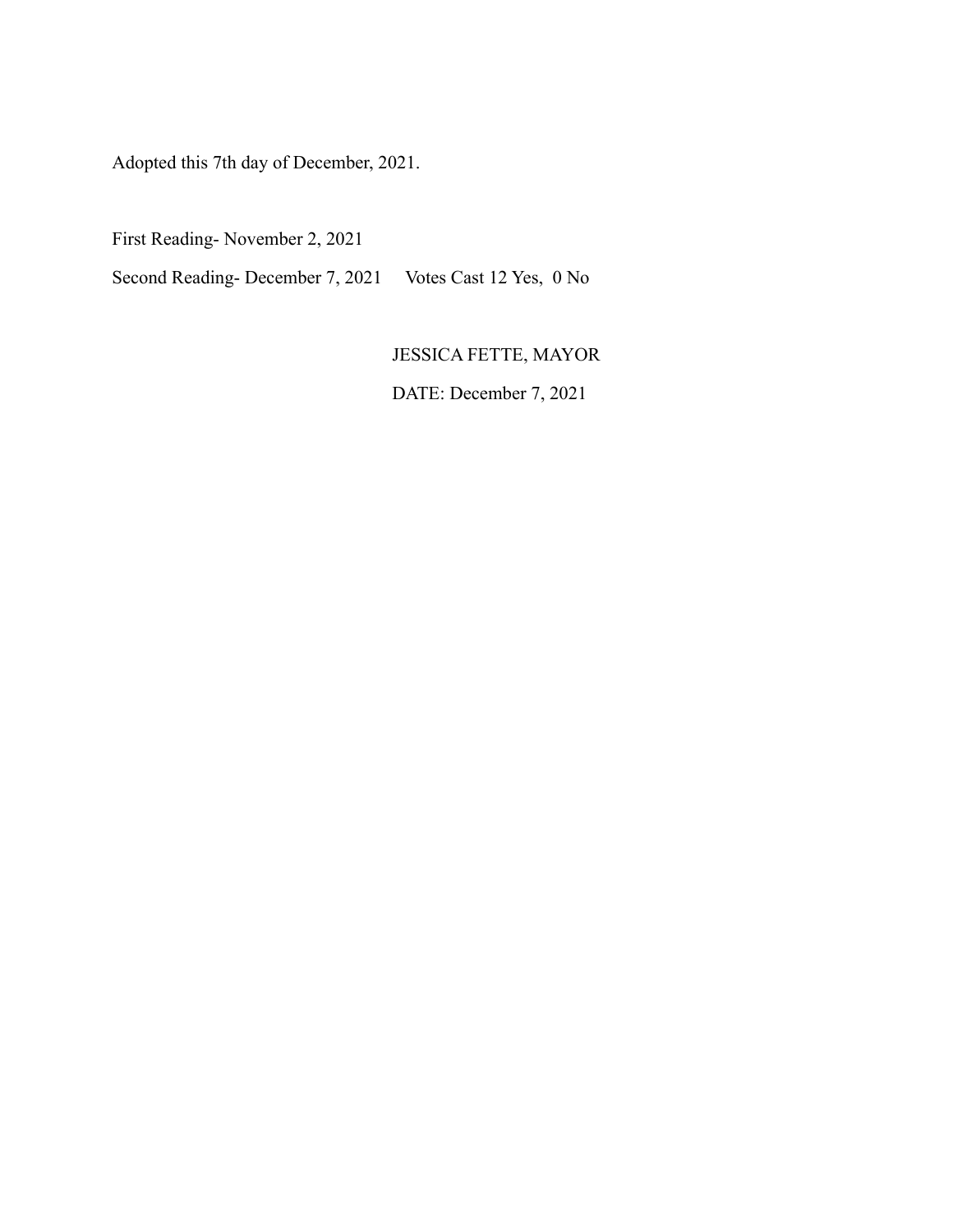Adopted this 7th day of December, 2021.

First Reading- November 2, 2021

Second Reading- December 7, 2021 Votes Cast 12 Yes, 0 No

JESSICA FETTE, MAYOR

DATE: December 7, 2021